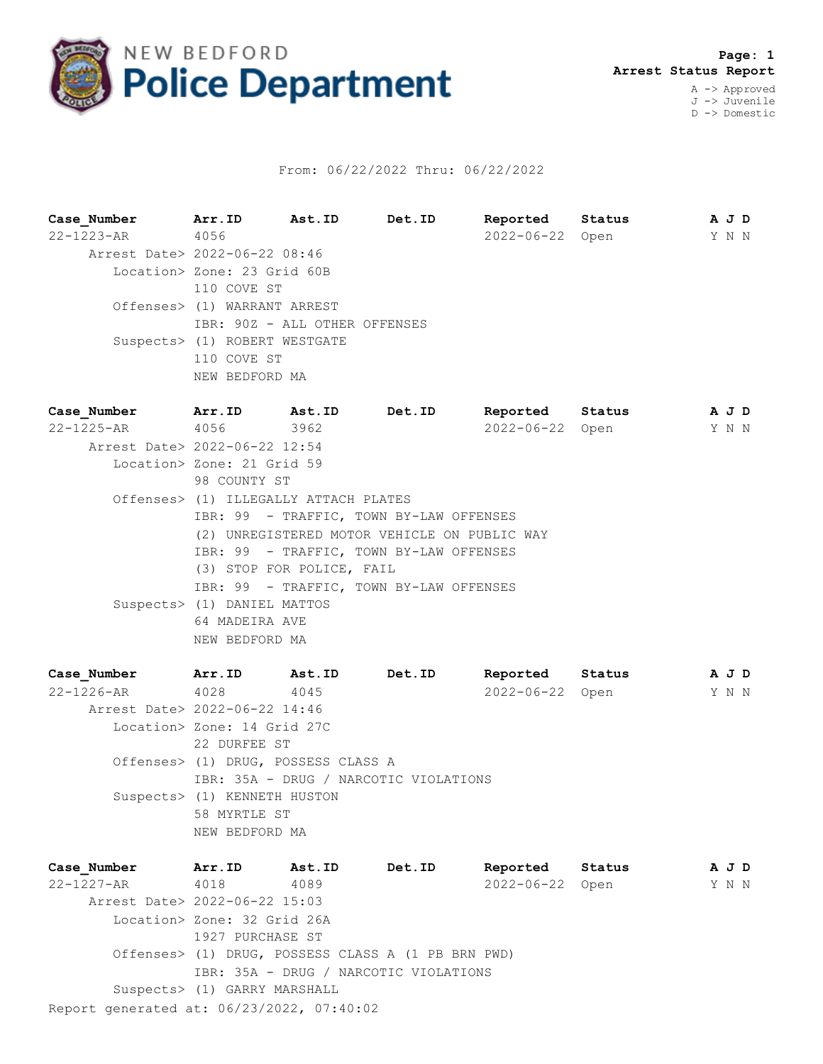# NEW BEDFORD Police Department

**Arrest Status Report**

A -> Approved
J -> Juvenile
D -> Domestic

From: 06/22/2022 Thru: 06/22/2022

| Case_Number | Arr.ID | Ast.ID | Det.ID | Reported | Status | A J D |
|---|---|---|---|---|---|---|
| 22-1223-AR | 4056 | | | 2022-06-22 | Open | Y N N |

Arrest Date> 2022-06-22 08:46
Location> Zone: 23 Grid 60B
110 COVE ST
Offenses> (1) WARRANT ARREST
IBR: 90Z - ALL OTHER OFFENSES
Suspects> (1) ROBERT WESTGATE
110 COVE ST
NEW BEDFORD MA

| Case_Number | Arr.ID | Ast.ID | Det.ID | Reported | Status | A J D |
|---|---|---|---|---|---|---|
| 22-1225-AR | 4056 | 3962 | | 2022-06-22 | Open | Y N N |

Arrest Date> 2022-06-22 12:54
Location> Zone: 21 Grid 59
98 COUNTY ST
Offenses> (1) ILLEGALLY ATTACH PLATES
IBR: 99 - TRAFFIC, TOWN BY-LAW OFFENSES
(2) UNREGISTERED MOTOR VEHICLE ON PUBLIC WAY
IBR: 99 - TRAFFIC, TOWN BY-LAW OFFENSES
(3) STOP FOR POLICE, FAIL
IBR: 99 - TRAFFIC, TOWN BY-LAW OFFENSES
Suspects> (1) DANIEL MATTOS
64 MADEIRA AVE
NEW BEDFORD MA

| Case_Number | Arr.ID | Ast.ID | Det.ID | Reported | Status | A J D |
|---|---|---|---|---|---|---|
| 22-1226-AR | 4028 | 4045 | | 2022-06-22 | Open | Y N N |

Arrest Date> 2022-06-22 14:46
Location> Zone: 14 Grid 27C
22 DURFEE ST
Offenses> (1) DRUG, POSSESS CLASS A
IBR: 35A - DRUG / NARCOTIC VIOLATIONS
Suspects> (1) KENNETH HUSTON
58 MYRTLE ST
NEW BEDFORD MA

| Case_Number | Arr.ID | Ast.ID | Det.ID | Reported | Status | A J D |
|---|---|---|---|---|---|---|
| 22-1227-AR | 4018 | 4089 | | 2022-06-22 | Open | Y N N |

Arrest Date> 2022-06-22 15:03
Location> Zone: 32 Grid 26A
1927 PURCHASE ST
Offenses> (1) DRUG, POSSESS CLASS A (1 PB BRN PWD)
IBR: 35A - DRUG / NARCOTIC VIOLATIONS
Suspects> (1) GARRY MARSHALL

Report generated at: 06/23/2022, 07:40:02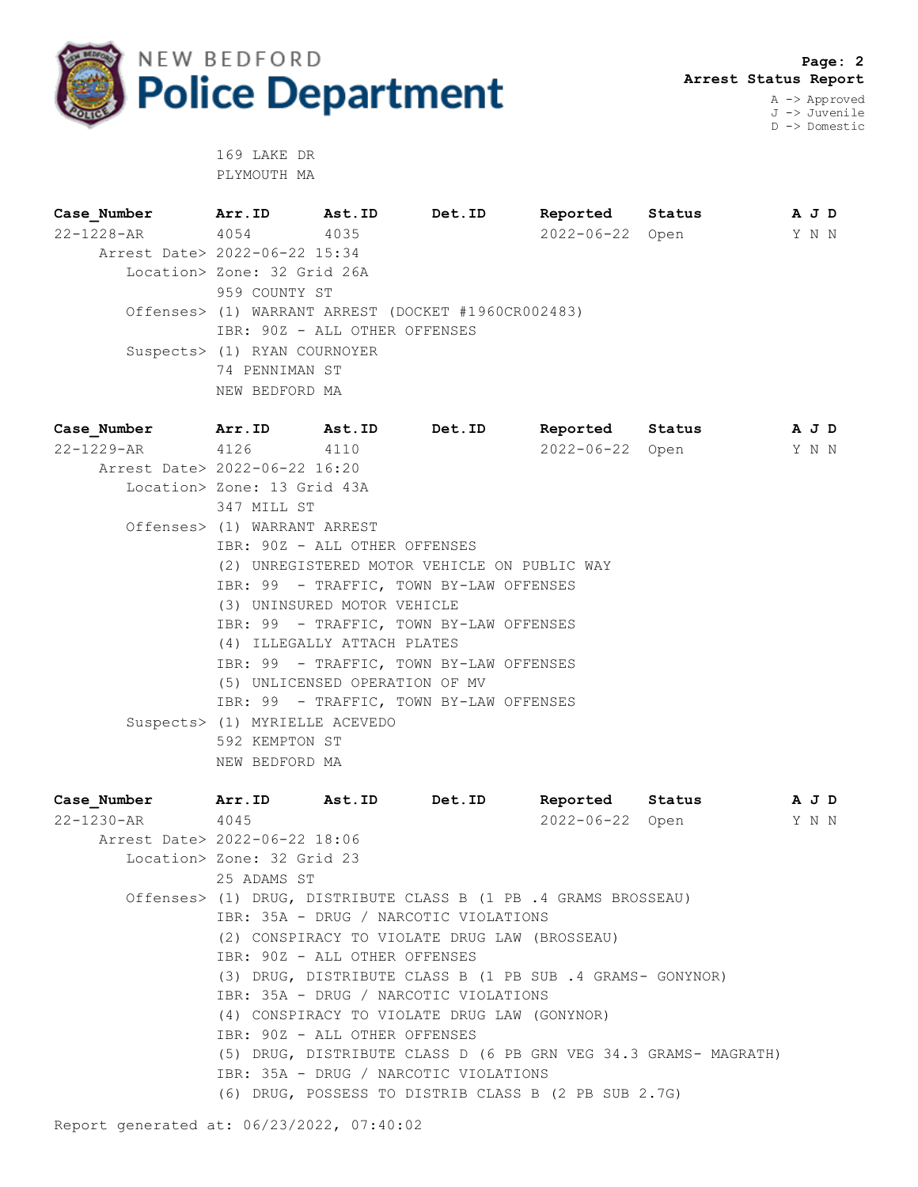**Arrest Status Report**

A -> Approved
J -> Juvenile
D -> Domestic

169 LAKE DR
PLYMOUTH MA

| Case_Number | Arr.ID | Ast.ID | Det.ID | Reported | Status | A | J | D |
|---|---|---|---|---|---|---|---|---|
| 22-1228-AR | 4054 | 4035 | | 2022-06-22 | Open | Y | N | N |

Arrest Date> 2022-06-22 15:34
Location> Zone: 32 Grid 26A
959 COUNTY ST
Offenses> (1) WARRANT ARREST (DOCKET #1960CR002483)
IBR: 90Z - ALL OTHER OFFENSES
Suspects> (1) RYAN COURNOYER
74 PENNIMAN ST
NEW BEDFORD MA

| Case_Number | Arr.ID | Ast.ID | Det.ID | Reported | Status | A | J | D |
|---|---|---|---|---|---|---|---|---|
| 22-1229-AR | 4126 | 4110 | | 2022-06-22 | Open | Y | N | N |

Arrest Date> 2022-06-22 16:20
Location> Zone: 13 Grid 43A
347 MILL ST
Offenses> (1) WARRANT ARREST
IBR: 90Z - ALL OTHER OFFENSES
(2) UNREGISTERED MOTOR VEHICLE ON PUBLIC WAY
IBR: 99 - TRAFFIC, TOWN BY-LAW OFFENSES
(3) UNINSURED MOTOR VEHICLE
IBR: 99 - TRAFFIC, TOWN BY-LAW OFFENSES
(4) ILLEGALLY ATTACH PLATES
IBR: 99 - TRAFFIC, TOWN BY-LAW OFFENSES
(5) UNLICENSED OPERATION OF MV
IBR: 99 - TRAFFIC, TOWN BY-LAW OFFENSES
Suspects> (1) MYRIELLE ACEVEDO
592 KEMPTON ST
NEW BEDFORD MA

| Case_Number | Arr.ID | Ast.ID | Det.ID | Reported | Status | A | J | D |
|---|---|---|---|---|---|---|---|---|
| 22-1230-AR | 4045 | | | 2022-06-22 | Open | Y | N | N |

Arrest Date> 2022-06-22 18:06
Location> Zone: 32 Grid 23
25 ADAMS ST
Offenses> (1) DRUG, DISTRIBUTE CLASS B (1 PB .4 GRAMS BROSSEAU)
IBR: 35A - DRUG / NARCOTIC VIOLATIONS
(2) CONSPIRACY TO VIOLATE DRUG LAW (BROSSEAU)
IBR: 90Z - ALL OTHER OFFENSES
(3) DRUG, DISTRIBUTE CLASS B (1 PB SUB .4 GRAMS- GONYNOR)
IBR: 35A - DRUG / NARCOTIC VIOLATIONS
(4) CONSPIRACY TO VIOLATE DRUG LAW (GONYNOR)
IBR: 90Z - ALL OTHER OFFENSES
(5) DRUG, DISTRIBUTE CLASS D (6 PB GRN VEG 34.3 GRAMS- MAGRATH)
IBR: 35A - DRUG / NARCOTIC VIOLATIONS
(6) DRUG, POSSESS TO DISTRIB CLASS B (2 PB SUB 2.7G)

Report generated at: 06/23/2022, 07:40:02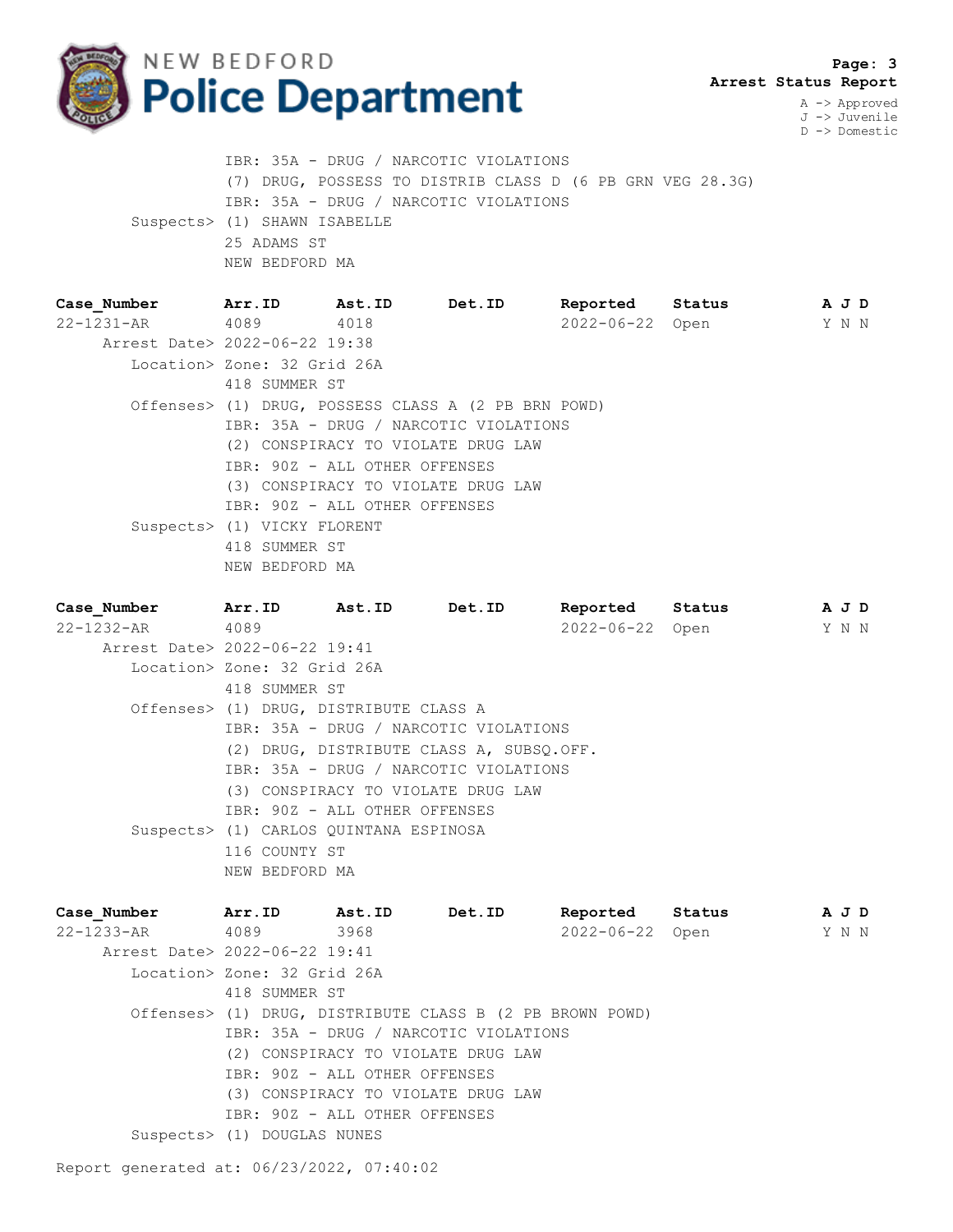**Arrest Status Report**

A -> Approved
J -> Juvenile
D -> Domestic

IBR: 35A - DRUG / NARCOTIC VIOLATIONS
(7) DRUG, POSSESS TO DISTRIB CLASS D (6 PB GRN VEG 28.3G)
IBR: 35A - DRUG / NARCOTIC VIOLATIONS

Suspects> (1) SHAWN ISABELLE
25 ADAMS ST
NEW BEDFORD MA

| Case_Number | Arr.ID | Ast.ID | Det.ID | Reported | Status | A J D |
|---|---|---|---|---|---|---|
| 22-1231-AR | 4089 | 4018 | | 2022-06-22 | Open | Y N N |

Arrest Date> 2022-06-22 19:38
Location> Zone: 32 Grid 26A
418 SUMMER ST
Offenses> (1) DRUG, POSSESS CLASS A (2 PB BRN POWD)
IBR: 35A - DRUG / NARCOTIC VIOLATIONS
(2) CONSPIRACY TO VIOLATE DRUG LAW
IBR: 90Z - ALL OTHER OFFENSES
(3) CONSPIRACY TO VIOLATE DRUG LAW
IBR: 90Z - ALL OTHER OFFENSES
Suspects> (1) VICKY FLORENT
418 SUMMER ST
NEW BEDFORD MA

| Case_Number | Arr.ID | Ast.ID | Det.ID | Reported | Status | A J D |
|---|---|---|---|---|---|---|
| 22-1232-AR | 4089 | | | 2022-06-22 | Open | Y N N |

Arrest Date> 2022-06-22 19:41
Location> Zone: 32 Grid 26A
418 SUMMER ST
Offenses> (1) DRUG, DISTRIBUTE CLASS A
IBR: 35A - DRUG / NARCOTIC VIOLATIONS
(2) DRUG, DISTRIBUTE CLASS A, SUBSQ.OFF.
IBR: 35A - DRUG / NARCOTIC VIOLATIONS
(3) CONSPIRACY TO VIOLATE DRUG LAW
IBR: 90Z - ALL OTHER OFFENSES
Suspects> (1) CARLOS QUINTANA ESPINOSA
116 COUNTY ST
NEW BEDFORD MA

| Case_Number | Arr.ID | Ast.ID | Det.ID | Reported | Status | A J D |
|---|---|---|---|---|---|---|
| 22-1233-AR | 4089 | 3968 | | 2022-06-22 | Open | Y N N |

Arrest Date> 2022-06-22 19:41
Location> Zone: 32 Grid 26A
418 SUMMER ST
Offenses> (1) DRUG, DISTRIBUTE CLASS B (2 PB BROWN POWD)
IBR: 35A - DRUG / NARCOTIC VIOLATIONS
(2) CONSPIRACY TO VIOLATE DRUG LAW
IBR: 90Z - ALL OTHER OFFENSES
(3) CONSPIRACY TO VIOLATE DRUG LAW
IBR: 90Z - ALL OTHER OFFENSES
Suspects> (1) DOUGLAS NUNES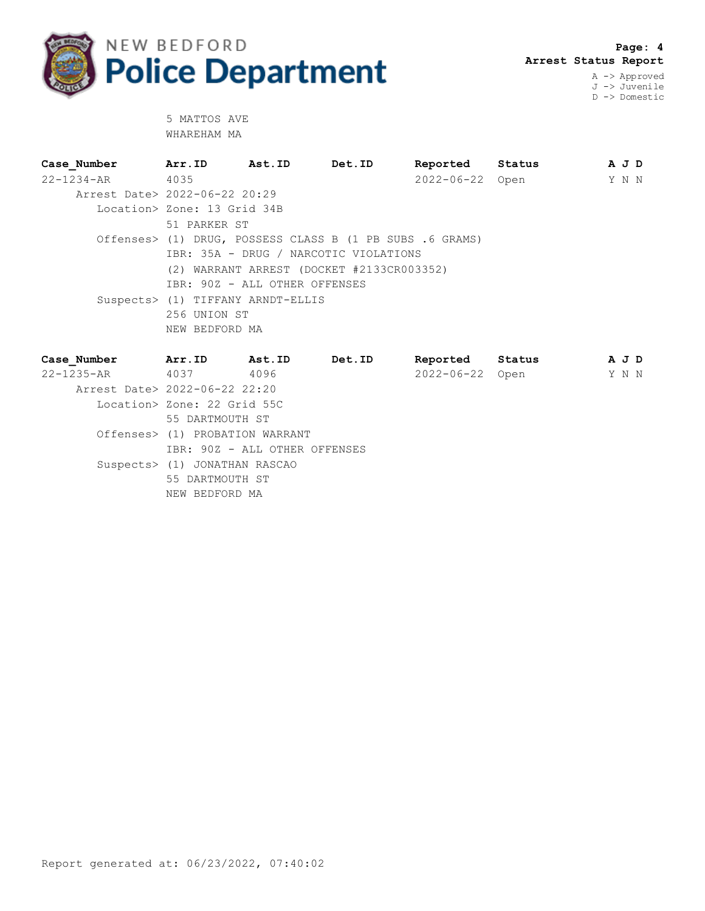# NEW BEDFORD Police Department

**Arrest Status Report**

A -> Approved
J -> Juvenile
D -> Domestic

5 MATTOS AVE
WHAREHAM MA

| Case_Number | Arr.ID | Ast.ID | Det.ID | Reported | Status | A J D |
|---|---|---|---|---|---|---|
| 22-1234-AR | 4035 | | | 2022-06-22 | Open | Y N N |

Arrest Date> 2022-06-22 20:29
Location> Zone: 13 Grid 34B
51 PARKER ST
Offenses> (1) DRUG, POSSESS CLASS B (1 PB SUBS .6 GRAMS)
IBR: 35A - DRUG / NARCOTIC VIOLATIONS
(2) WARRANT ARREST (DOCKET #2133CR003352)
IBR: 90Z - ALL OTHER OFFENSES
Suspects> (1) TIFFANY ARNDT-ELLIS
256 UNION ST
NEW BEDFORD MA

| Case_Number | Arr.ID | Ast.ID | Det.ID | Reported | Status | A J D |
|---|---|---|---|---|---|---|
| 22-1235-AR | 4037 | 4096 | | 2022-06-22 | Open | Y N N |

Arrest Date> 2022-06-22 22:20
Location> Zone: 22 Grid 55C
55 DARTMOUTH ST
Offenses> (1) PROBATION WARRANT
IBR: 90Z - ALL OTHER OFFENSES
Suspects> (1) JONATHAN RASCAO
55 DARTMOUTH ST
NEW BEDFORD MA

Report generated at: 06/23/2022, 07:40:02